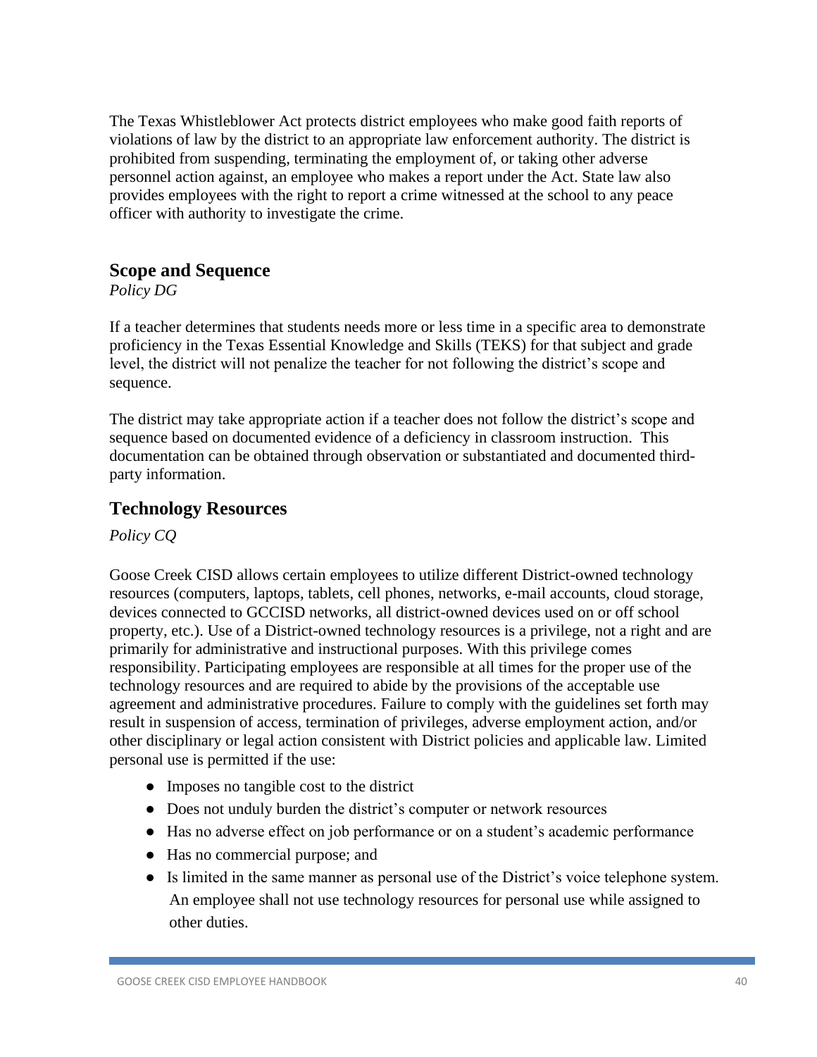The Texas Whistleblower Act protects district employees who make good faith reports of violations of law by the district to an appropriate law enforcement authority. The district is prohibited from suspending, terminating the employment of, or taking other adverse personnel action against, an employee who makes a report under the Act. State law also provides employees with the right to report a crime witnessed at the school to any peace officer with authority to investigate the crime.

## Scope and Sequence

*Policy DG*

If a teacher determines that students needs more or less time in a specific area to demonstrate proficiency in the Texas Essential Knowledge and Skills (TEKS) for that subject and grade level, the district will not penalize the teacher for not following the district's scope and sequence.

The district may take appropriate action if a teacher does not follow the district's scope and sequence based on documented evidence of a deficiency in classroom instruction. This documentation can be obtained through observation or substantiated and documented third-party information.

## Technology Resources

*Policy CQ*

Goose Creek CISD allows certain employees to utilize different District-owned technology resources (computers, laptops, tablets, cell phones, networks, e-mail accounts, cloud storage, devices connected to GCCISD networks, all district-owned devices used on or off school property, etc.). Use of a District-owned technology resources is a privilege, not a right and are primarily for administrative and instructional purposes. With this privilege comes responsibility. Participating employees are responsible at all times for the proper use of the technology resources and are required to abide by the provisions of the acceptable use agreement and administrative procedures. Failure to comply with the guidelines set forth may result in suspension of access, termination of privileges, adverse employment action, and/or other disciplinary or legal action consistent with District policies and applicable law. Limited personal use is permitted if the use:

- Imposes no tangible cost to the district
- Does not unduly burden the district's computer or network resources
- Has no adverse effect on job performance or on a student's academic performance
- Has no commercial purpose; and
- Is limited in the same manner as personal use of the District's voice telephone system. An employee shall not use technology resources for personal use while assigned to other duties.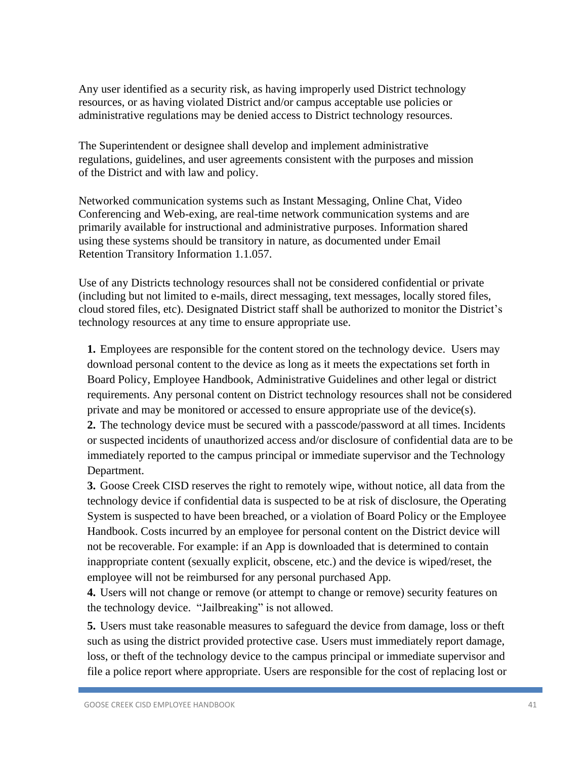Any user identified as a security risk, as having improperly used District technology resources, or as having violated District and/or campus acceptable use policies or administrative regulations may be denied access to District technology resources.

The Superintendent or designee shall develop and implement administrative regulations, guidelines, and user agreements consistent with the purposes and mission of the District and with law and policy.

Networked communication systems such as Instant Messaging, Online Chat, Video Conferencing and Web-exing, are real-time network communication systems and are primarily available for instructional and administrative purposes. Information shared using these systems should be transitory in nature, as documented under Email Retention Transitory Information 1.1.057.

Use of any Districts technology resources shall not be considered confidential or private (including but not limited to e-mails, direct messaging, text messages, locally stored files, cloud stored files, etc). Designated District staff shall be authorized to monitor the District's technology resources at any time to ensure appropriate use.

**1.** Employees are responsible for the content stored on the technology device. Users may download personal content to the device as long as it meets the expectations set forth in Board Policy, Employee Handbook, Administrative Guidelines and other legal or district requirements. Any personal content on District technology resources shall not be considered private and may be monitored or accessed to ensure appropriate use of the device(s).

**2.** The technology device must be secured with a passcode/password at all times. Incidents or suspected incidents of unauthorized access and/or disclosure of confidential data are to be immediately reported to the campus principal or immediate supervisor and the Technology Department.

**3.** Goose Creek CISD reserves the right to remotely wipe, without notice, all data from the technology device if confidential data is suspected to be at risk of disclosure, the Operating System is suspected to have been breached, or a violation of Board Policy or the Employee Handbook. Costs incurred by an employee for personal content on the District device will not be recoverable. For example: if an App is downloaded that is determined to contain inappropriate content (sexually explicit, obscene, etc.) and the device is wiped/reset, the employee will not be reimbursed for any personal purchased App.

**4.** Users will not change or remove (or attempt to change or remove) security features on the technology device. "Jailbreaking" is not allowed.

**5.** Users must take reasonable measures to safeguard the device from damage, loss or theft such as using the district provided protective case. Users must immediately report damage, loss, or theft of the technology device to the campus principal or immediate supervisor and file a police report where appropriate. Users are responsible for the cost of replacing lost or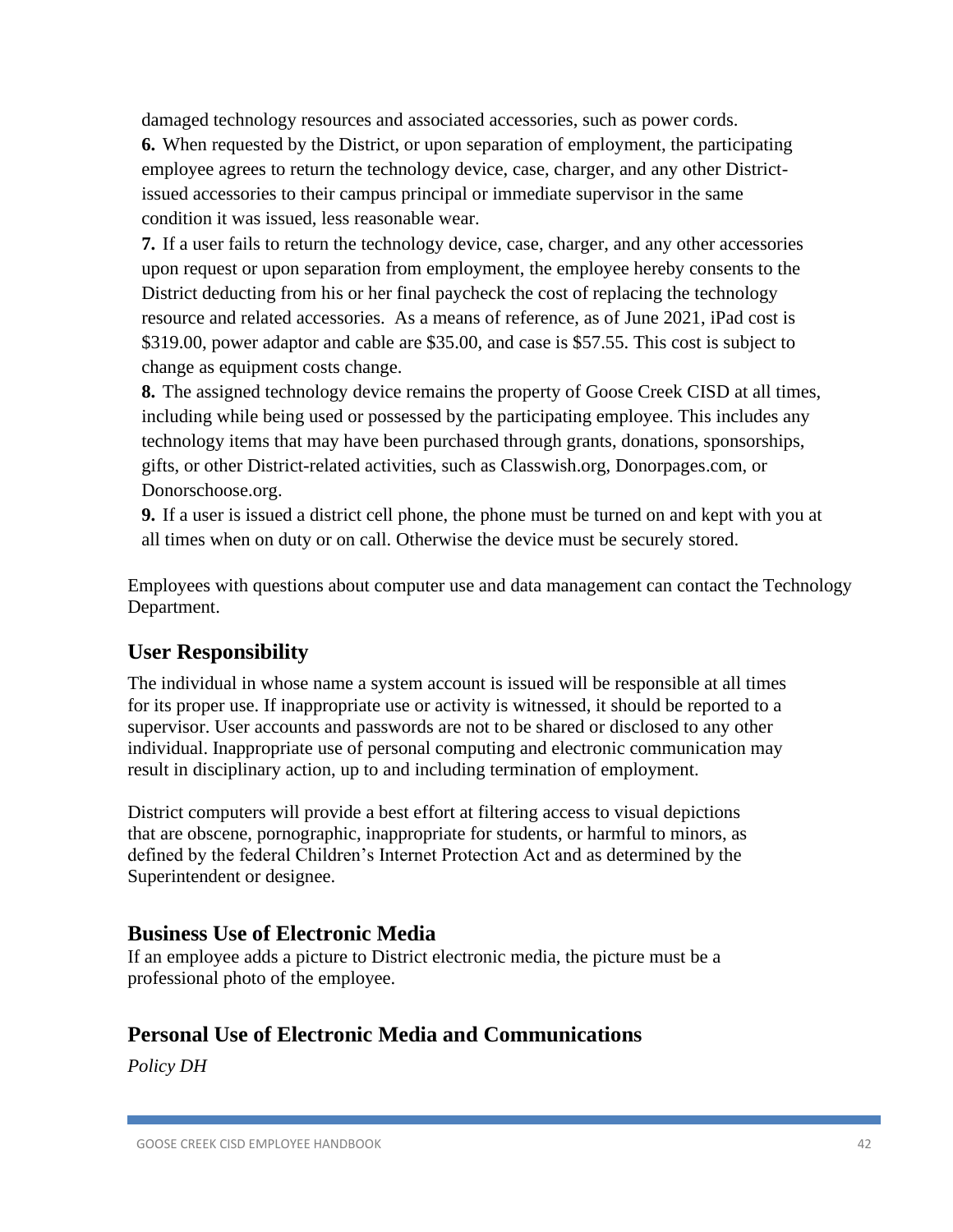damaged technology resources and associated accessories, such as power cords.

**6.** When requested by the District, or upon separation of employment, the participating employee agrees to return the technology device, case, charger, and any other District-issued accessories to their campus principal or immediate supervisor in the same condition it was issued, less reasonable wear.

**7.** If a user fails to return the technology device, case, charger, and any other accessories upon request or upon separation from employment, the employee hereby consents to the District deducting from his or her final paycheck the cost of replacing the technology resource and related accessories. As a means of reference, as of June 2021, iPad cost is $319.00, power adaptor and cable are $35.00, and case is $57.55. This cost is subject to change as equipment costs change.

**8.** The assigned technology device remains the property of Goose Creek CISD at all times, including while being used or possessed by the participating employee. This includes any technology items that may have been purchased through grants, donations, sponsorships, gifts, or other District-related activities, such as Classwish.org, Donorpages.com, or Donorschoose.org.

**9.** If a user is issued a district cell phone, the phone must be turned on and kept with you at all times when on duty or on call. Otherwise the device must be securely stored.

Employees with questions about computer use and data management can contact the Technology Department.

## User Responsibility

The individual in whose name a system account is issued will be responsible at all times for its proper use. If inappropriate use or activity is witnessed, it should be reported to a supervisor. User accounts and passwords are not to be shared or disclosed to any other individual. Inappropriate use of personal computing and electronic communication may result in disciplinary action, up to and including termination of employment.

District computers will provide a best effort at filtering access to visual depictions that are obscene, pornographic, inappropriate for students, or harmful to minors, as defined by the federal Children's Internet Protection Act and as determined by the Superintendent or designee.

## Business Use of Electronic Media

If an employee adds a picture to District electronic media, the picture must be a professional photo of the employee.

## Personal Use of Electronic Media and Communications

*Policy DH*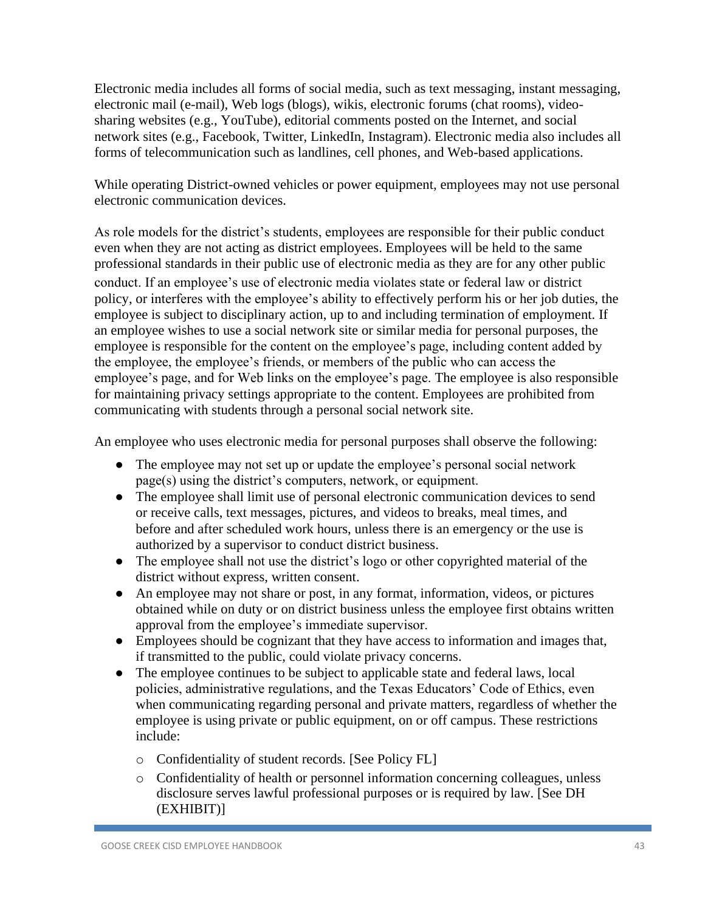Electronic media includes all forms of social media, such as text messaging, instant messaging, electronic mail (e-mail), Web logs (blogs), wikis, electronic forums (chat rooms), video-sharing websites (e.g., YouTube), editorial comments posted on the Internet, and social network sites (e.g., Facebook, Twitter, LinkedIn, Instagram). Electronic media also includes all forms of telecommunication such as landlines, cell phones, and Web-based applications.

While operating District-owned vehicles or power equipment, employees may not use personal electronic communication devices.

As role models for the district's students, employees are responsible for their public conduct even when they are not acting as district employees. Employees will be held to the same professional standards in their public use of electronic media as they are for any other public conduct. If an employee's use of electronic media violates state or federal law or district policy, or interferes with the employee's ability to effectively perform his or her job duties, the employee is subject to disciplinary action, up to and including termination of employment. If an employee wishes to use a social network site or similar media for personal purposes, the employee is responsible for the content on the employee's page, including content added by the employee, the employee's friends, or members of the public who can access the employee's page, and for Web links on the employee's page. The employee is also responsible for maintaining privacy settings appropriate to the content. Employees are prohibited from communicating with students through a personal social network site.

An employee who uses electronic media for personal purposes shall observe the following:

- The employee may not set up or update the employee's personal social network page(s) using the district's computers, network, or equipment.
- The employee shall limit use of personal electronic communication devices to send or receive calls, text messages, pictures, and videos to breaks, meal times, and before and after scheduled work hours, unless there is an emergency or the use is authorized by a supervisor to conduct district business.
- The employee shall not use the district's logo or other copyrighted material of the district without express, written consent.
- An employee may not share or post, in any format, information, videos, or pictures obtained while on duty or on district business unless the employee first obtains written approval from the employee's immediate supervisor.
- Employees should be cognizant that they have access to information and images that, if transmitted to the public, could violate privacy concerns.
- The employee continues to be subject to applicable state and federal laws, local policies, administrative regulations, and the Texas Educators' Code of Ethics, even when communicating regarding personal and private matters, regardless of whether the employee is using private or public equipment, on or off campus. These restrictions include:
  - Confidentiality of student records. [See Policy FL]
  - Confidentiality of health or personnel information concerning colleagues, unless disclosure serves lawful professional purposes or is required by law. [See DH (EXHIBIT)]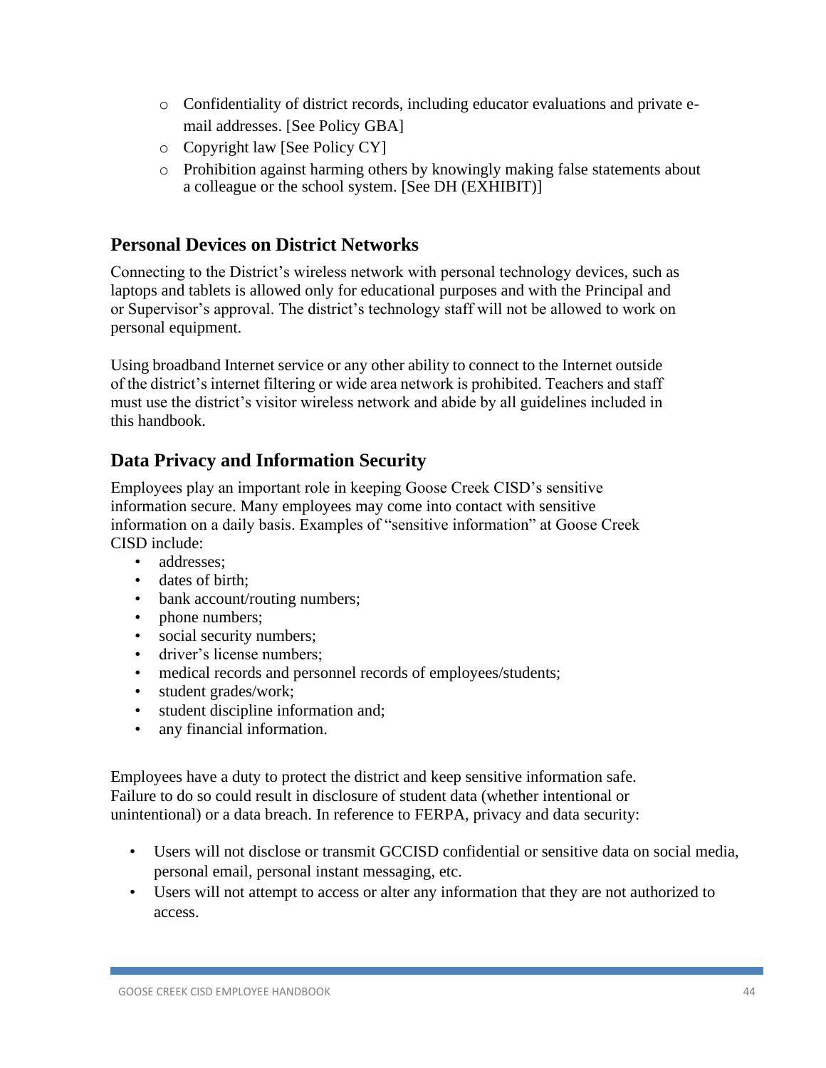- Confidentiality of district records, including educator evaluations and private e-mail addresses. [See Policy GBA]
- Copyright law [See Policy CY]
- Prohibition against harming others by knowingly making false statements about a colleague or the school system. [See DH (EXHIBIT)]

## Personal Devices on District Networks

Connecting to the District's wireless network with personal technology devices, such as laptops and tablets is allowed only for educational purposes and with the Principal and or Supervisor's approval. The district's technology staff will not be allowed to work on personal equipment.

Using broadband Internet service or any other ability to connect to the Internet outside of the district's internet filtering or wide area network is prohibited. Teachers and staff must use the district's visitor wireless network and abide by all guidelines included in this handbook.

## Data Privacy and Information Security

Employees play an important role in keeping Goose Creek CISD's sensitive information secure. Many employees may come into contact with sensitive information on a daily basis. Examples of "sensitive information" at Goose Creek CISD include:

- addresses;
- dates of birth;
- bank account/routing numbers;
- phone numbers;
- social security numbers;
- driver's license numbers;
- medical records and personnel records of employees/students;
- student grades/work;
- student discipline information and;
- any financial information.

Employees have a duty to protect the district and keep sensitive information safe. Failure to do so could result in disclosure of student data (whether intentional or unintentional) or a data breach. In reference to FERPA, privacy and data security:

- Users will not disclose or transmit GCCISD confidential or sensitive data on social media, personal email, personal instant messaging, etc.
- Users will not attempt to access or alter any information that they are not authorized to access.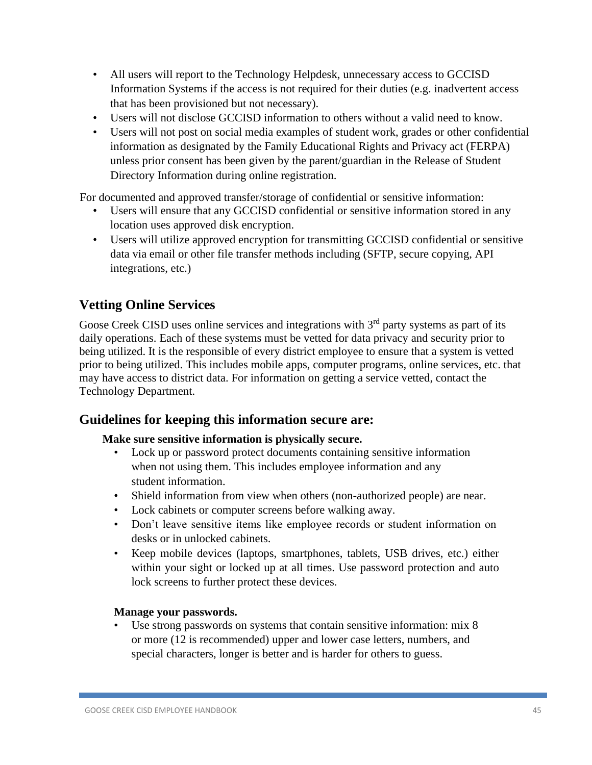- All users will report to the Technology Helpdesk, unnecessary access to GCCISD Information Systems if the access is not required for their duties (e.g. inadvertent access that has been provisioned but not necessary).
- Users will not disclose GCCISD information to others without a valid need to know.
- Users will not post on social media examples of student work, grades or other confidential information as designated by the Family Educational Rights and Privacy act (FERPA) unless prior consent has been given by the parent/guardian in the Release of Student Directory Information during online registration.

For documented and approved transfer/storage of confidential or sensitive information:

- Users will ensure that any GCCISD confidential or sensitive information stored in any location uses approved disk encryption.
- Users will utilize approved encryption for transmitting GCCISD confidential or sensitive data via email or other file transfer methods including (SFTP, secure copying, API integrations, etc.)

## Vetting Online Services

Goose Creek CISD uses online services and integrations with 3rd party systems as part of its daily operations. Each of these systems must be vetted for data privacy and security prior to being utilized. It is the responsible of every district employee to ensure that a system is vetted prior to being utilized. This includes mobile apps, computer programs, online services, etc. that may have access to district data. For information on getting a service vetted, contact the Technology Department.

## Guidelines for keeping this information secure are:

**Make sure sensitive information is physically secure.**

- Lock up or password protect documents containing sensitive information when not using them. This includes employee information and any student information.
- Shield information from view when others (non-authorized people) are near.
- Lock cabinets or computer screens before walking away.
- Don't leave sensitive items like employee records or student information on desks or in unlocked cabinets.
- Keep mobile devices (laptops, smartphones, tablets, USB drives, etc.) either within your sight or locked up at all times. Use password protection and auto lock screens to further protect these devices.

**Manage your passwords.**

- Use strong passwords on systems that contain sensitive information: mix 8 or more (12 is recommended) upper and lower case letters, numbers, and special characters, longer is better and is harder for others to guess.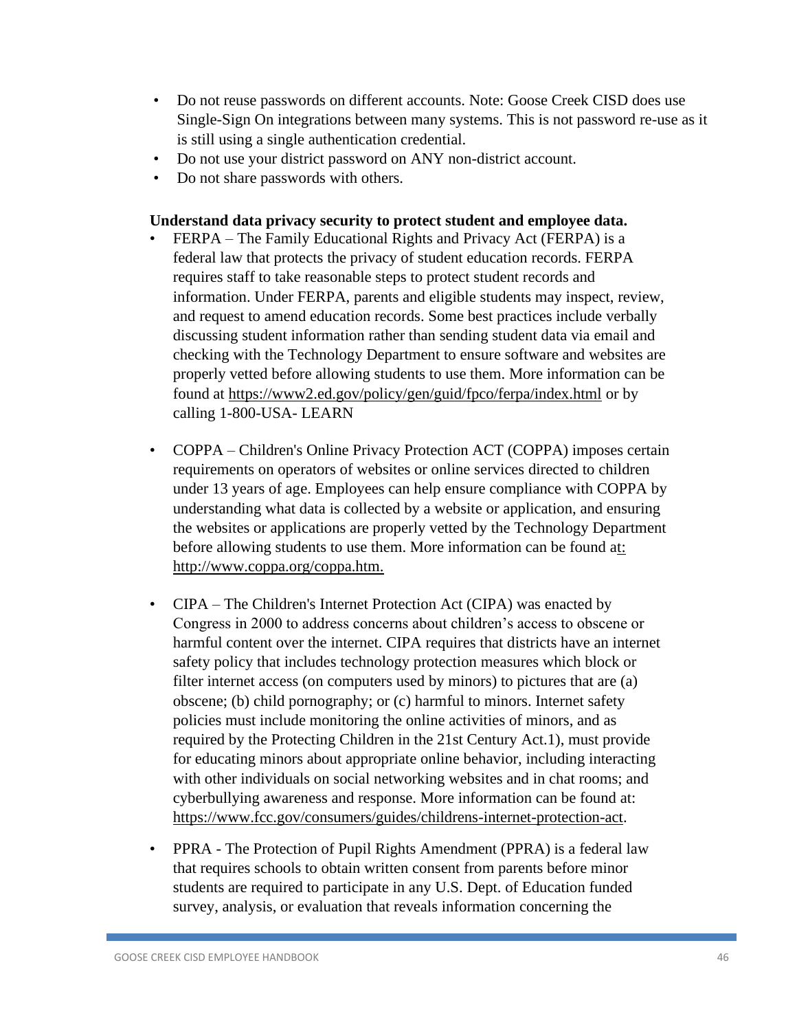- Do not reuse passwords on different accounts. Note: Goose Creek CISD does use Single-Sign On integrations between many systems. This is not password re-use as it is still using a single authentication credential.
- Do not use your district password on ANY non-district account.
- Do not share passwords with others.

**Understand data privacy security to protect student and employee data.**

- FERPA – The Family Educational Rights and Privacy Act (FERPA) is a federal law that protects the privacy of student education records. FERPA requires staff to take reasonable steps to protect student records and information. Under FERPA, parents and eligible students may inspect, review, and request to amend education records. Some best practices include verbally discussing student information rather than sending student data via email and checking with the Technology Department to ensure software and websites are properly vetted before allowing students to use them. More information can be found at https://www2.ed.gov/policy/gen/guid/fpco/ferpa/index.html or by calling 1-800-USA- LEARN

- COPPA – Children's Online Privacy Protection ACT (COPPA) imposes certain requirements on operators of websites or online services directed to children under 13 years of age. Employees can help ensure compliance with COPPA by understanding what data is collected by a website or application, and ensuring the websites or applications are properly vetted by the Technology Department before allowing students to use them. More information can be found at: http://www.coppa.org/coppa.htm.

- CIPA – The Children's Internet Protection Act (CIPA) was enacted by Congress in 2000 to address concerns about children's access to obscene or harmful content over the internet. CIPA requires that districts have an internet safety policy that includes technology protection measures which block or filter internet access (on computers used by minors) to pictures that are (a) obscene; (b) child pornography; or (c) harmful to minors. Internet safety policies must include monitoring the online activities of minors, and as required by the Protecting Children in the 21st Century Act.1), must provide for educating minors about appropriate online behavior, including interacting with other individuals on social networking websites and in chat rooms; and cyberbullying awareness and response. More information can be found at: https://www.fcc.gov/consumers/guides/childrens-internet-protection-act.

- PPRA - The Protection of Pupil Rights Amendment (PPRA) is a federal law that requires schools to obtain written consent from parents before minor students are required to participate in any U.S. Dept. of Education funded survey, analysis, or evaluation that reveals information concerning the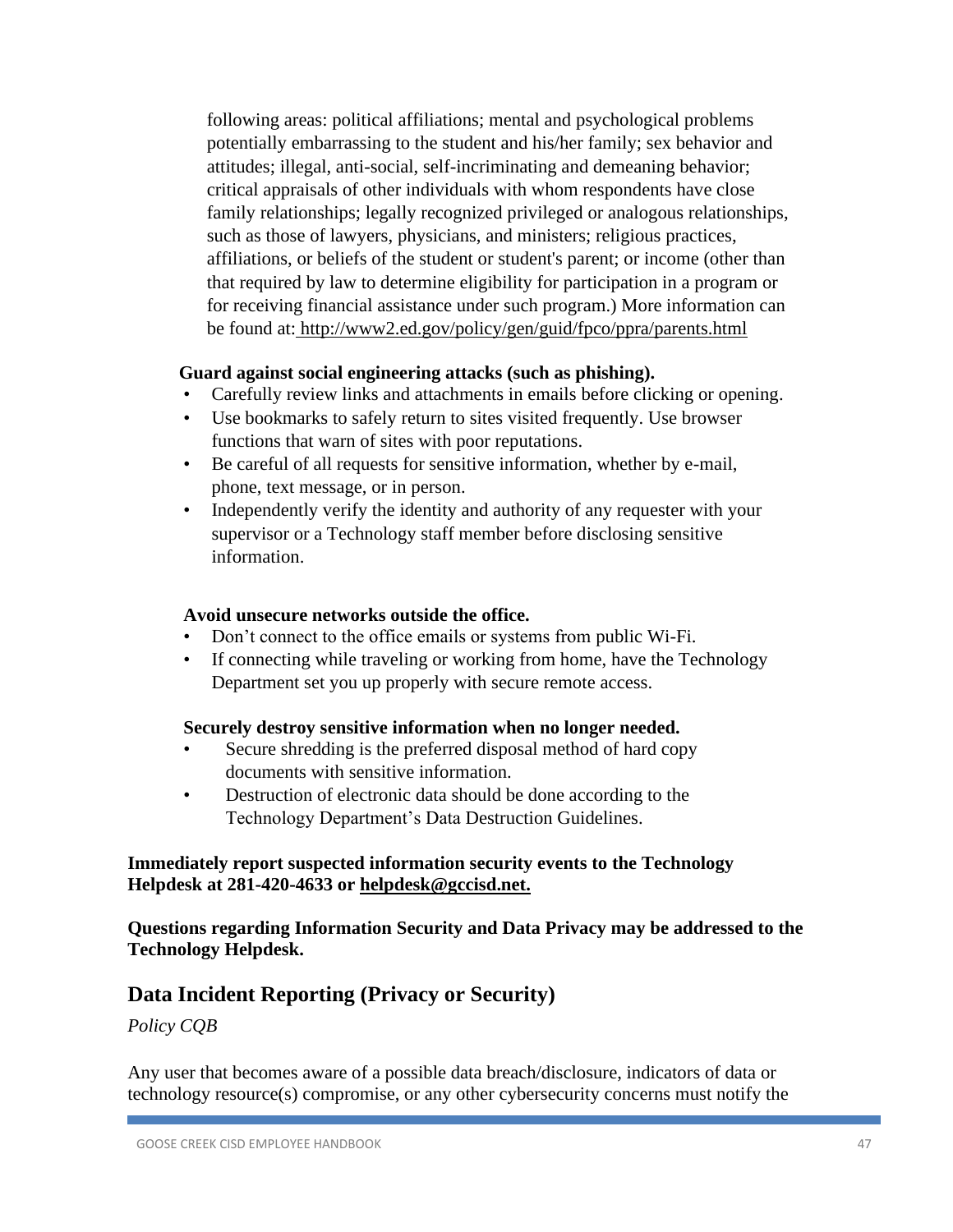following areas: political affiliations; mental and psychological problems potentially embarrassing to the student and his/her family; sex behavior and attitudes; illegal, anti-social, self-incriminating and demeaning behavior; critical appraisals of other individuals with whom respondents have close family relationships; legally recognized privileged or analogous relationships, such as those of lawyers, physicians, and ministers; religious practices, affiliations, or beliefs of the student or student's parent; or income (other than that required by law to determine eligibility for participation in a program or for receiving financial assistance under such program.) More information can be found at: http://www2.ed.gov/policy/gen/guid/fpco/ppra/parents.html

**Guard against social engineering attacks (such as phishing).**

- Carefully review links and attachments in emails before clicking or opening.
- Use bookmarks to safely return to sites visited frequently. Use browser functions that warn of sites with poor reputations.
- Be careful of all requests for sensitive information, whether by e-mail, phone, text message, or in person.
- Independently verify the identity and authority of any requester with your supervisor or a Technology staff member before disclosing sensitive information.

**Avoid unsecure networks outside the office.**

- Don't connect to the office emails or systems from public Wi-Fi.
- If connecting while traveling or working from home, have the Technology Department set you up properly with secure remote access.

**Securely destroy sensitive information when no longer needed.**

- Secure shredding is the preferred disposal method of hard copy documents with sensitive information.
- Destruction of electronic data should be done according to the Technology Department's Data Destruction Guidelines.

**Immediately report suspected information security events to the Technology Helpdesk at 281-420-4633 or helpdesk@gccisd.net.**

**Questions regarding Information Security and Data Privacy may be addressed to the Technology Helpdesk.**

## Data Incident Reporting (Privacy or Security)

*Policy CQB*

Any user that becomes aware of a possible data breach/disclosure, indicators of data or technology resource(s) compromise, or any other cybersecurity concerns must notify the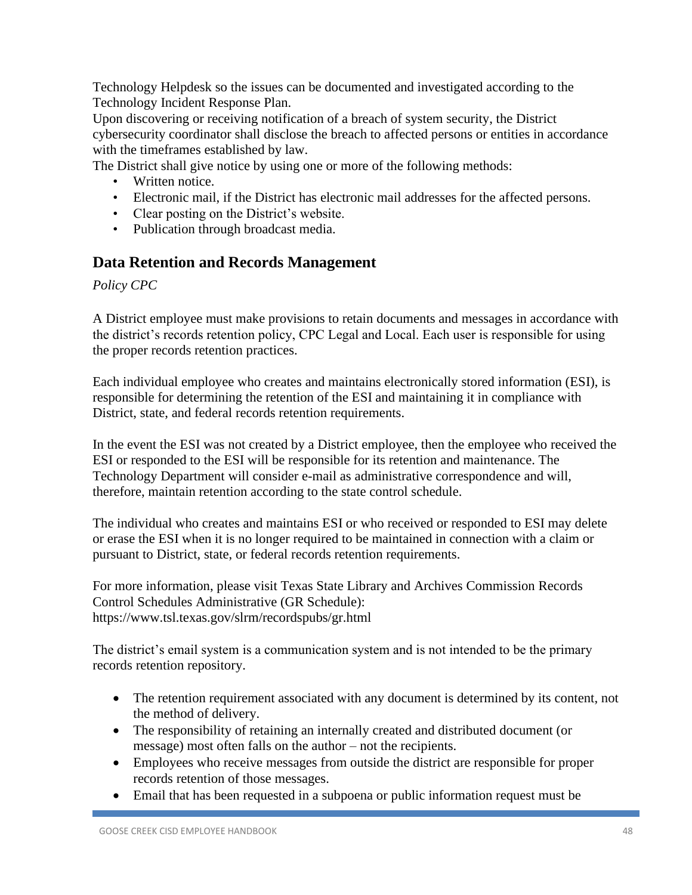Technology Helpdesk so the issues can be documented and investigated according to the Technology Incident Response Plan.

Upon discovering or receiving notification of a breach of system security, the District cybersecurity coordinator shall disclose the breach to affected persons or entities in accordance with the timeframes established by law.

The District shall give notice by using one or more of the following methods:

- Written notice.
- Electronic mail, if the District has electronic mail addresses for the affected persons.
- Clear posting on the District's website.
- Publication through broadcast media.

## Data Retention and Records Management

*Policy CPC*

A District employee must make provisions to retain documents and messages in accordance with the district's records retention policy, CPC Legal and Local. Each user is responsible for using the proper records retention practices.

Each individual employee who creates and maintains electronically stored information (ESI), is responsible for determining the retention of the ESI and maintaining it in compliance with District, state, and federal records retention requirements.

In the event the ESI was not created by a District employee, then the employee who received the ESI or responded to the ESI will be responsible for its retention and maintenance. The Technology Department will consider e-mail as administrative correspondence and will, therefore, maintain retention according to the state control schedule.

The individual who creates and maintains ESI or who received or responded to ESI may delete or erase the ESI when it is no longer required to be maintained in connection with a claim or pursuant to District, state, or federal records retention requirements.

For more information, please visit Texas State Library and Archives Commission Records Control Schedules Administrative (GR Schedule):
https://www.tsl.texas.gov/slrm/recordspubs/gr.html

The district's email system is a communication system and is not intended to be the primary records retention repository.

- The retention requirement associated with any document is determined by its content, not the method of delivery.
- The responsibility of retaining an internally created and distributed document (or message) most often falls on the author – not the recipients.
- Employees who receive messages from outside the district are responsible for proper records retention of those messages.
- Email that has been requested in a subpoena or public information request must be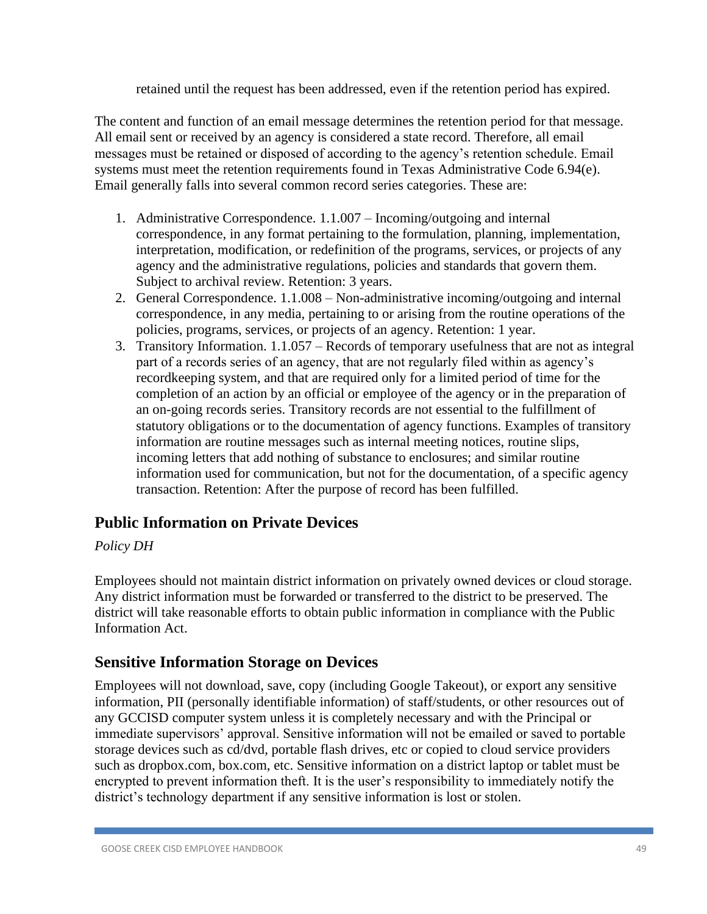retained until the request has been addressed, even if the retention period has expired.

The content and function of an email message determines the retention period for that message. All email sent or received by an agency is considered a state record. Therefore, all email messages must be retained or disposed of according to the agency's retention schedule. Email systems must meet the retention requirements found in Texas Administrative Code 6.94(e). Email generally falls into several common record series categories. These are:

1. Administrative Correspondence. 1.1.007 – Incoming/outgoing and internal correspondence, in any format pertaining to the formulation, planning, implementation, interpretation, modification, or redefinition of the programs, services, or projects of any agency and the administrative regulations, policies and standards that govern them. Subject to archival review. Retention: 3 years.
2. General Correspondence. 1.1.008 – Non-administrative incoming/outgoing and internal correspondence, in any media, pertaining to or arising from the routine operations of the policies, programs, services, or projects of an agency. Retention: 1 year.
3. Transitory Information. 1.1.057 – Records of temporary usefulness that are not as integral part of a records series of an agency, that are not regularly filed within as agency's recordkeeping system, and that are required only for a limited period of time for the completion of an action by an official or employee of the agency or in the preparation of an on-going records series. Transitory records are not essential to the fulfillment of statutory obligations or to the documentation of agency functions. Examples of transitory information are routine messages such as internal meeting notices, routine slips, incoming letters that add nothing of substance to enclosures; and similar routine information used for communication, but not for the documentation, of a specific agency transaction. Retention: After the purpose of record has been fulfilled.

## Public Information on Private Devices

*Policy DH*

Employees should not maintain district information on privately owned devices or cloud storage. Any district information must be forwarded or transferred to the district to be preserved. The district will take reasonable efforts to obtain public information in compliance with the Public Information Act.

## Sensitive Information Storage on Devices

Employees will not download, save, copy (including Google Takeout), or export any sensitive information, PII (personally identifiable information) of staff/students, or other resources out of any GCCISD computer system unless it is completely necessary and with the Principal or immediate supervisors' approval. Sensitive information will not be emailed or saved to portable storage devices such as cd/dvd, portable flash drives, etc or copied to cloud service providers such as dropbox.com, box.com, etc. Sensitive information on a district laptop or tablet must be encrypted to prevent information theft. It is the user's responsibility to immediately notify the district's technology department if any sensitive information is lost or stolen.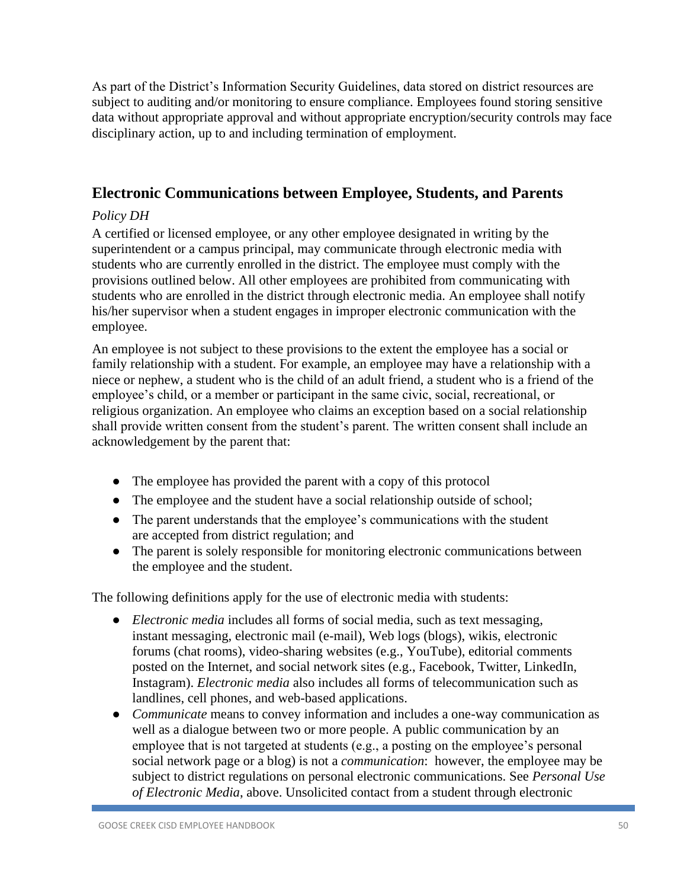As part of the District's Information Security Guidelines, data stored on district resources are subject to auditing and/or monitoring to ensure compliance. Employees found storing sensitive data without appropriate approval and without appropriate encryption/security controls may face disciplinary action, up to and including termination of employment.

## Electronic Communications between Employee, Students, and Parents

*Policy DH*

A certified or licensed employee, or any other employee designated in writing by the superintendent or a campus principal, may communicate through electronic media with students who are currently enrolled in the district. The employee must comply with the provisions outlined below. All other employees are prohibited from communicating with students who are enrolled in the district through electronic media. An employee shall notify his/her supervisor when a student engages in improper electronic communication with the employee.

An employee is not subject to these provisions to the extent the employee has a social or family relationship with a student. For example, an employee may have a relationship with a niece or nephew, a student who is the child of an adult friend, a student who is a friend of the employee's child, or a member or participant in the same civic, social, recreational, or religious organization. An employee who claims an exception based on a social relationship shall provide written consent from the student's parent. The written consent shall include an acknowledgement by the parent that:

- The employee has provided the parent with a copy of this protocol
- The employee and the student have a social relationship outside of school;
- The parent understands that the employee's communications with the student are accepted from district regulation; and
- The parent is solely responsible for monitoring electronic communications between the employee and the student.

The following definitions apply for the use of electronic media with students:

- *Electronic media* includes all forms of social media, such as text messaging, instant messaging, electronic mail (e-mail), Web logs (blogs), wikis, electronic forums (chat rooms), video-sharing websites (e.g., YouTube), editorial comments posted on the Internet, and social network sites (e.g., Facebook, Twitter, LinkedIn, Instagram). *Electronic media* also includes all forms of telecommunication such as landlines, cell phones, and web-based applications.
- *Communicate* means to convey information and includes a one-way communication as well as a dialogue between two or more people. A public communication by an employee that is not targeted at students (e.g., a posting on the employee's personal social network page or a blog) is not a *communication*: however, the employee may be subject to district regulations on personal electronic communications. See *Personal Use of Electronic Media*, above. Unsolicited contact from a student through electronic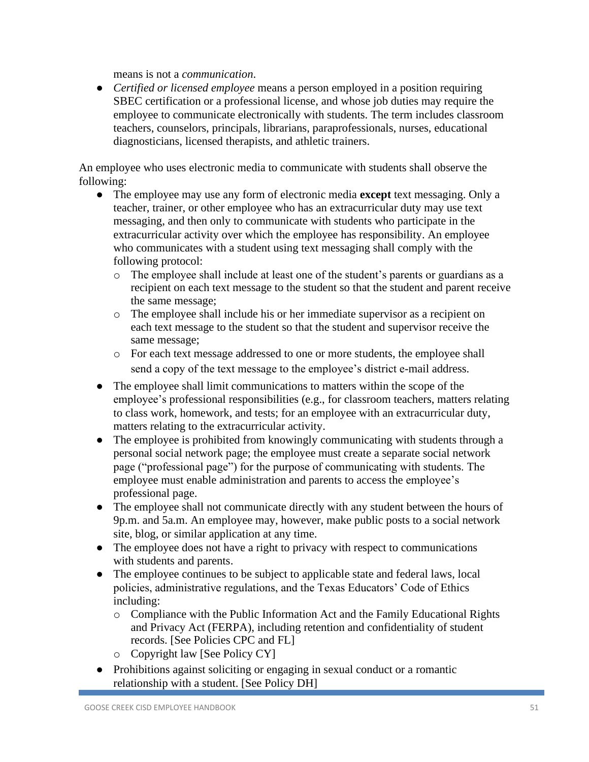means is not a *communication*.

- *Certified or licensed employee* means a person employed in a position requiring SBEC certification or a professional license, and whose job duties may require the employee to communicate electronically with students. The term includes classroom teachers, counselors, principals, librarians, paraprofessionals, nurses, educational diagnosticians, licensed therapists, and athletic trainers.

An employee who uses electronic media to communicate with students shall observe the following:

- The employee may use any form of electronic media **except** text messaging. Only a teacher, trainer, or other employee who has an extracurricular duty may use text messaging, and then only to communicate with students who participate in the extracurricular activity over which the employee has responsibility. An employee who communicates with a student using text messaging shall comply with the following protocol:
  - The employee shall include at least one of the student's parents or guardians as a recipient on each text message to the student so that the student and parent receive the same message;
  - The employee shall include his or her immediate supervisor as a recipient on each text message to the student so that the student and supervisor receive the same message;
  - For each text message addressed to one or more students, the employee shall send a copy of the text message to the employee's district e-mail address.
- The employee shall limit communications to matters within the scope of the employee's professional responsibilities (e.g., for classroom teachers, matters relating to class work, homework, and tests; for an employee with an extracurricular duty, matters relating to the extracurricular activity.
- The employee is prohibited from knowingly communicating with students through a personal social network page; the employee must create a separate social network page ("professional page") for the purpose of communicating with students. The employee must enable administration and parents to access the employee's professional page.
- The employee shall not communicate directly with any student between the hours of 9p.m. and 5a.m. An employee may, however, make public posts to a social network site, blog, or similar application at any time.
- The employee does not have a right to privacy with respect to communications with students and parents.
- The employee continues to be subject to applicable state and federal laws, local policies, administrative regulations, and the Texas Educators' Code of Ethics including:
  - Compliance with the Public Information Act and the Family Educational Rights and Privacy Act (FERPA), including retention and confidentiality of student records. [See Policies CPC and FL]
  - Copyright law [See Policy CY]
- Prohibitions against soliciting or engaging in sexual conduct or a romantic relationship with a student. [See Policy DH]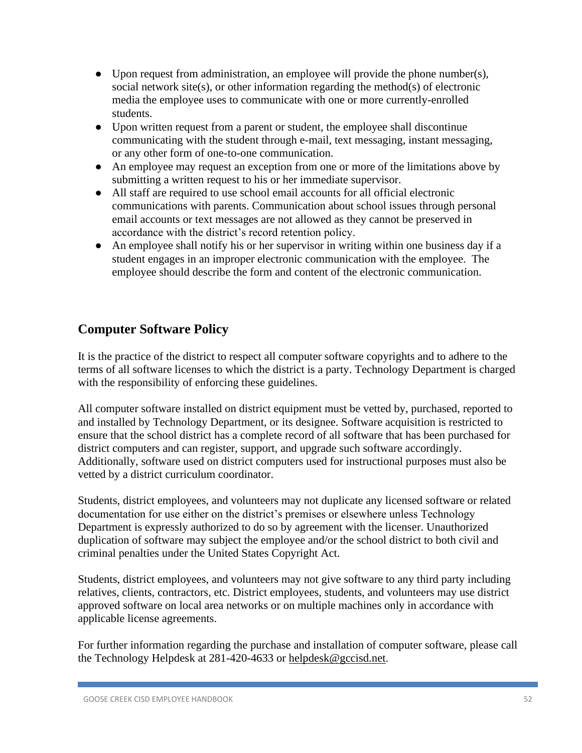- Upon request from administration, an employee will provide the phone number(s), social network site(s), or other information regarding the method(s) of electronic media the employee uses to communicate with one or more currently-enrolled students.
- Upon written request from a parent or student, the employee shall discontinue communicating with the student through e-mail, text messaging, instant messaging, or any other form of one-to-one communication.
- An employee may request an exception from one or more of the limitations above by submitting a written request to his or her immediate supervisor.
- All staff are required to use school email accounts for all official electronic communications with parents. Communication about school issues through personal email accounts or text messages are not allowed as they cannot be preserved in accordance with the district's record retention policy.
- An employee shall notify his or her supervisor in writing within one business day if a student engages in an improper electronic communication with the employee. The employee should describe the form and content of the electronic communication.

## Computer Software Policy

It is the practice of the district to respect all computer software copyrights and to adhere to the terms of all software licenses to which the district is a party. Technology Department is charged with the responsibility of enforcing these guidelines.

All computer software installed on district equipment must be vetted by, purchased, reported to and installed by Technology Department, or its designee. Software acquisition is restricted to ensure that the school district has a complete record of all software that has been purchased for district computers and can register, support, and upgrade such software accordingly. Additionally, software used on district computers used for instructional purposes must also be vetted by a district curriculum coordinator.

Students, district employees, and volunteers may not duplicate any licensed software or related documentation for use either on the district's premises or elsewhere unless Technology Department is expressly authorized to do so by agreement with the licenser. Unauthorized duplication of software may subject the employee and/or the school district to both civil and criminal penalties under the United States Copyright Act.

Students, district employees, and volunteers may not give software to any third party including relatives, clients, contractors, etc. District employees, students, and volunteers may use district approved software on local area networks or on multiple machines only in accordance with applicable license agreements.

For further information regarding the purchase and installation of computer software, please call the Technology Helpdesk at 281-420-4633 or helpdesk@gccisd.net.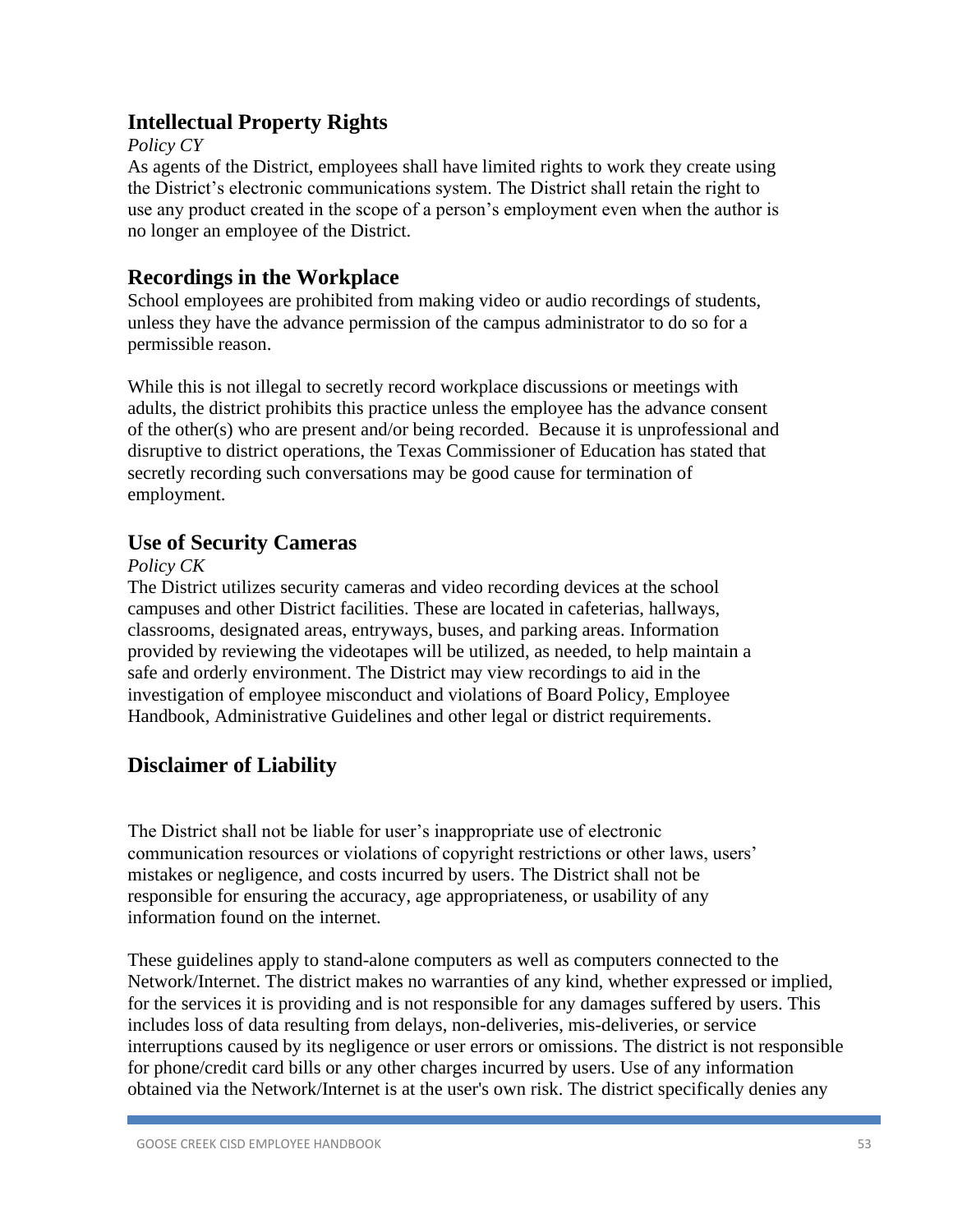## Intellectual Property Rights

*Policy CY*

As agents of the District, employees shall have limited rights to work they create using the District's electronic communications system. The District shall retain the right to use any product created in the scope of a person's employment even when the author is no longer an employee of the District.

## Recordings in the Workplace

School employees are prohibited from making video or audio recordings of students, unless they have the advance permission of the campus administrator to do so for a permissible reason.

While this is not illegal to secretly record workplace discussions or meetings with adults, the district prohibits this practice unless the employee has the advance consent of the other(s) who are present and/or being recorded. Because it is unprofessional and disruptive to district operations, the Texas Commissioner of Education has stated that secretly recording such conversations may be good cause for termination of employment.

## Use of Security Cameras

*Policy CK*

The District utilizes security cameras and video recording devices at the school campuses and other District facilities. These are located in cafeterias, hallways, classrooms, designated areas, entryways, buses, and parking areas. Information provided by reviewing the videotapes will be utilized, as needed, to help maintain a safe and orderly environment. The District may view recordings to aid in the investigation of employee misconduct and violations of Board Policy, Employee Handbook, Administrative Guidelines and other legal or district requirements.

## Disclaimer of Liability

The District shall not be liable for user's inappropriate use of electronic communication resources or violations of copyright restrictions or other laws, users' mistakes or negligence, and costs incurred by users. The District shall not be responsible for ensuring the accuracy, age appropriateness, or usability of any information found on the internet.

These guidelines apply to stand-alone computers as well as computers connected to the Network/Internet. The district makes no warranties of any kind, whether expressed or implied, for the services it is providing and is not responsible for any damages suffered by users. This includes loss of data resulting from delays, non-deliveries, mis-deliveries, or service interruptions caused by its negligence or user errors or omissions. The district is not responsible for phone/credit card bills or any other charges incurred by users. Use of any information obtained via the Network/Internet is at the user's own risk. The district specifically denies any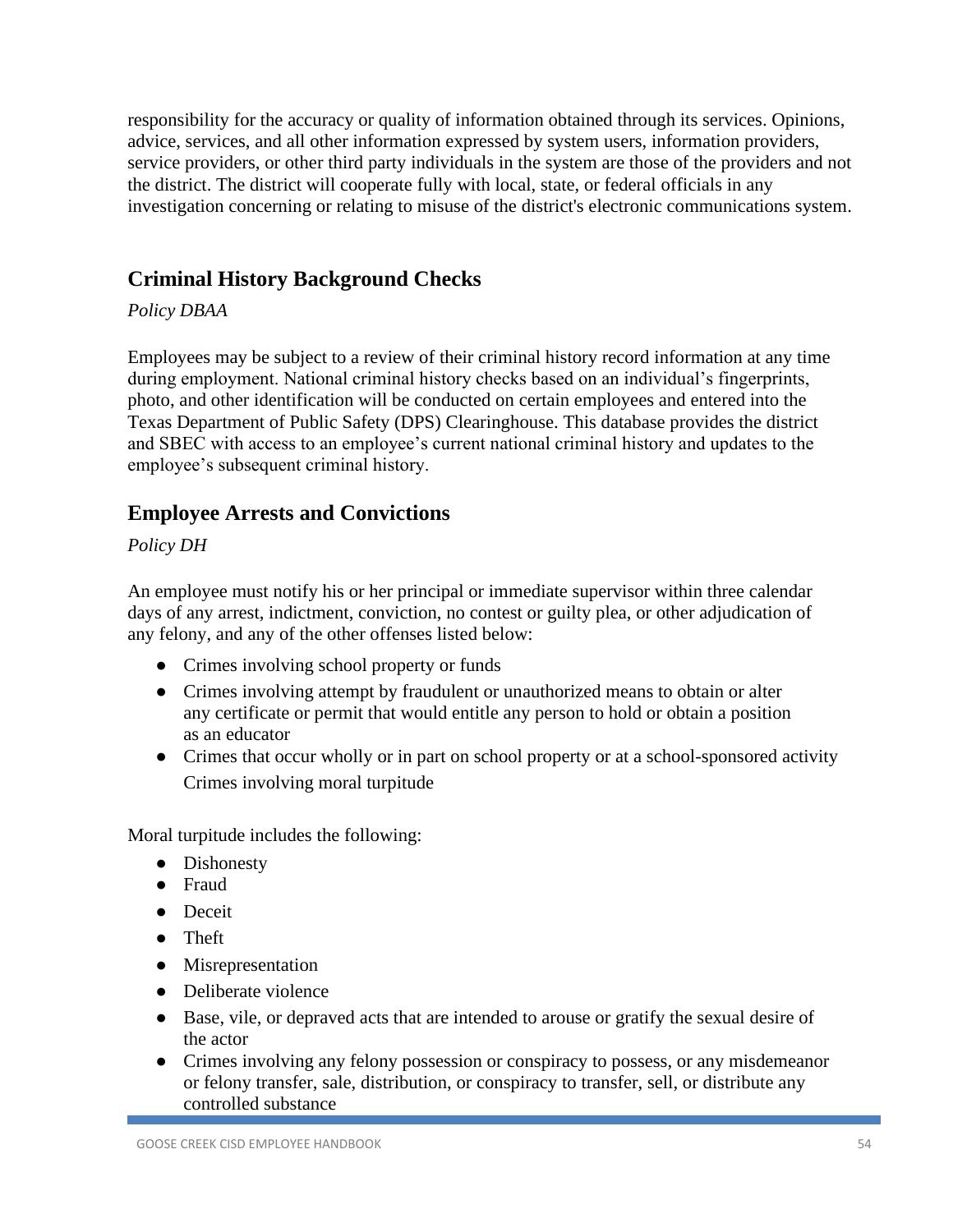responsibility for the accuracy or quality of information obtained through its services. Opinions, advice, services, and all other information expressed by system users, information providers, service providers, or other third party individuals in the system are those of the providers and not the district. The district will cooperate fully with local, state, or federal officials in any investigation concerning or relating to misuse of the district's electronic communications system.

## Criminal History Background Checks

*Policy DBAA*

Employees may be subject to a review of their criminal history record information at any time during employment. National criminal history checks based on an individual's fingerprints, photo, and other identification will be conducted on certain employees and entered into the Texas Department of Public Safety (DPS) Clearinghouse. This database provides the district and SBEC with access to an employee's current national criminal history and updates to the employee's subsequent criminal history.

## Employee Arrests and Convictions

*Policy DH*

An employee must notify his or her principal or immediate supervisor within three calendar days of any arrest, indictment, conviction, no contest or guilty plea, or other adjudication of any felony, and any of the other offenses listed below:

- Crimes involving school property or funds
- Crimes involving attempt by fraudulent or unauthorized means to obtain or alter any certificate or permit that would entitle any person to hold or obtain a position as an educator
- Crimes that occur wholly or in part on school property or at a school-sponsored activity Crimes involving moral turpitude

Moral turpitude includes the following:

- Dishonesty
- Fraud
- Deceit
- Theft
- Misrepresentation
- Deliberate violence
- Base, vile, or depraved acts that are intended to arouse or gratify the sexual desire of the actor
- Crimes involving any felony possession or conspiracy to possess, or any misdemeanor or felony transfer, sale, distribution, or conspiracy to transfer, sell, or distribute any controlled substance